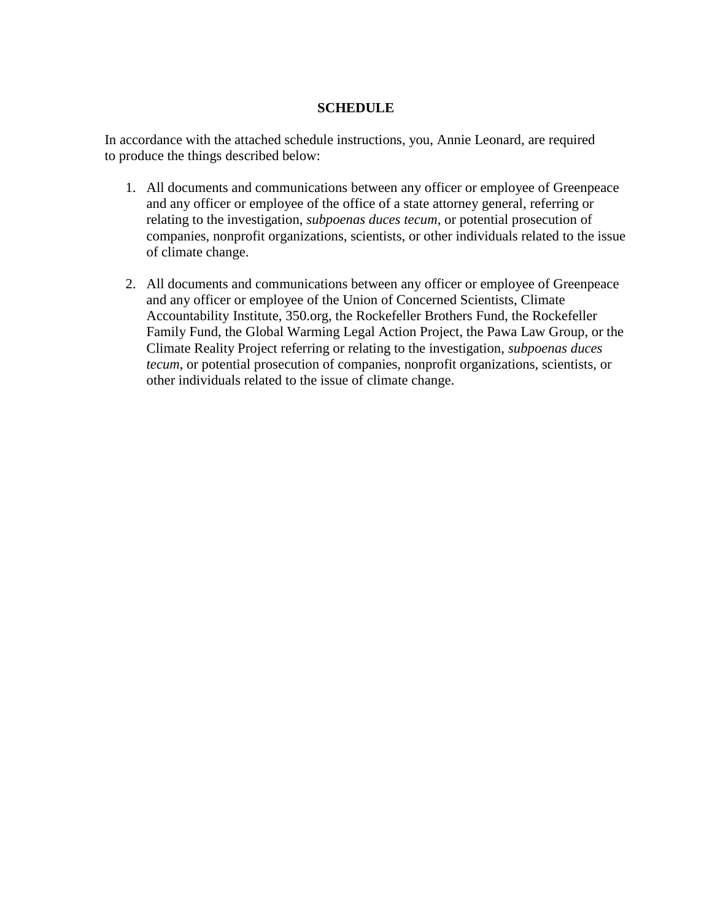**SCHEDULE**

In accordance with the attached schedule instructions, you, Annie Leonard, are required to produce the things described below:

1. All documents and communications between any officer or employee of Greenpeace and any officer or employee of the office of a state attorney general, referring or relating to the investigation, *subpoenas duces tecum*, or potential prosecution of companies, nonprofit organizations, scientists, or other individuals related to the issue of climate change.

2. All documents and communications between any officer or employee of Greenpeace and any officer or employee of the Union of Concerned Scientists, Climate Accountability Institute, 350.org, the Rockefeller Brothers Fund, the Rockefeller Family Fund, the Global Warming Legal Action Project, the Pawa Law Group, or the Climate Reality Project referring or relating to the investigation, *subpoenas duces tecum*, or potential prosecution of companies, nonprofit organizations, scientists, or other individuals related to the issue of climate change.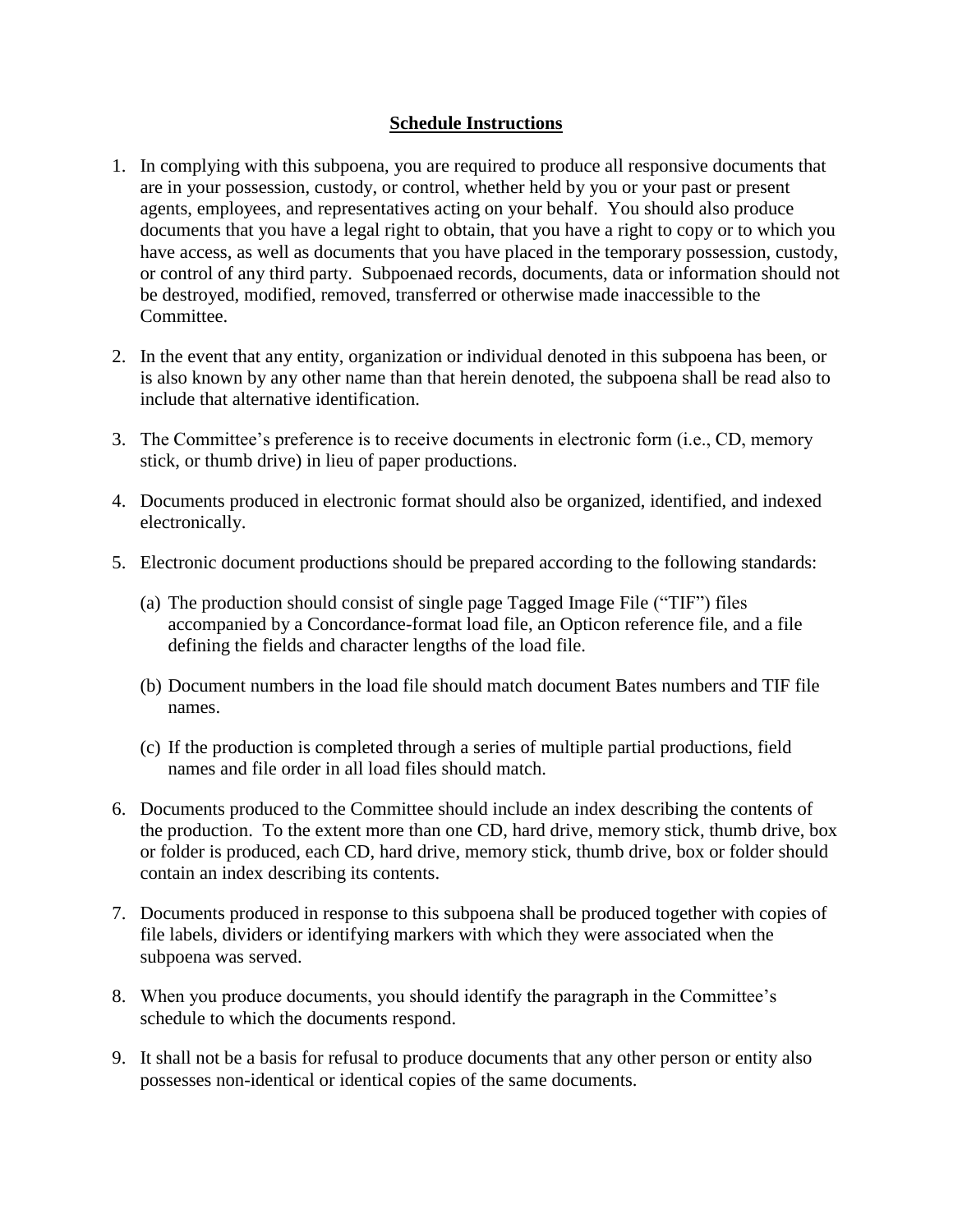**Schedule Instructions**

1. In complying with this subpoena, you are required to produce all responsive documents that are in your possession, custody, or control, whether held by you or your past or present agents, employees, and representatives acting on your behalf. You should also produce documents that you have a legal right to obtain, that you have a right to copy or to which you have access, as well as documents that you have placed in the temporary possession, custody, or control of any third party. Subpoenaed records, documents, data or information should not be destroyed, modified, removed, transferred or otherwise made inaccessible to the Committee.

2. In the event that any entity, organization or individual denoted in this subpoena has been, or is also known by any other name than that herein denoted, the subpoena shall be read also to include that alternative identification.

3. The Committee's preference is to receive documents in electronic form (i.e., CD, memory stick, or thumb drive) in lieu of paper productions.

4. Documents produced in electronic format should also be organized, identified, and indexed electronically.

5. Electronic document productions should be prepared according to the following standards:

   (a) The production should consist of single page Tagged Image File ("TIF") files accompanied by a Concordance-format load file, an Opticon reference file, and a file defining the fields and character lengths of the load file.

   (b) Document numbers in the load file should match document Bates numbers and TIF file names.

   (c) If the production is completed through a series of multiple partial productions, field names and file order in all load files should match.

6. Documents produced to the Committee should include an index describing the contents of the production. To the extent more than one CD, hard drive, memory stick, thumb drive, box or folder is produced, each CD, hard drive, memory stick, thumb drive, box or folder should contain an index describing its contents.

7. Documents produced in response to this subpoena shall be produced together with copies of file labels, dividers or identifying markers with which they were associated when the subpoena was served.

8. When you produce documents, you should identify the paragraph in the Committee's schedule to which the documents respond.

9. It shall not be a basis for refusal to produce documents that any other person or entity also possesses non-identical or identical copies of the same documents.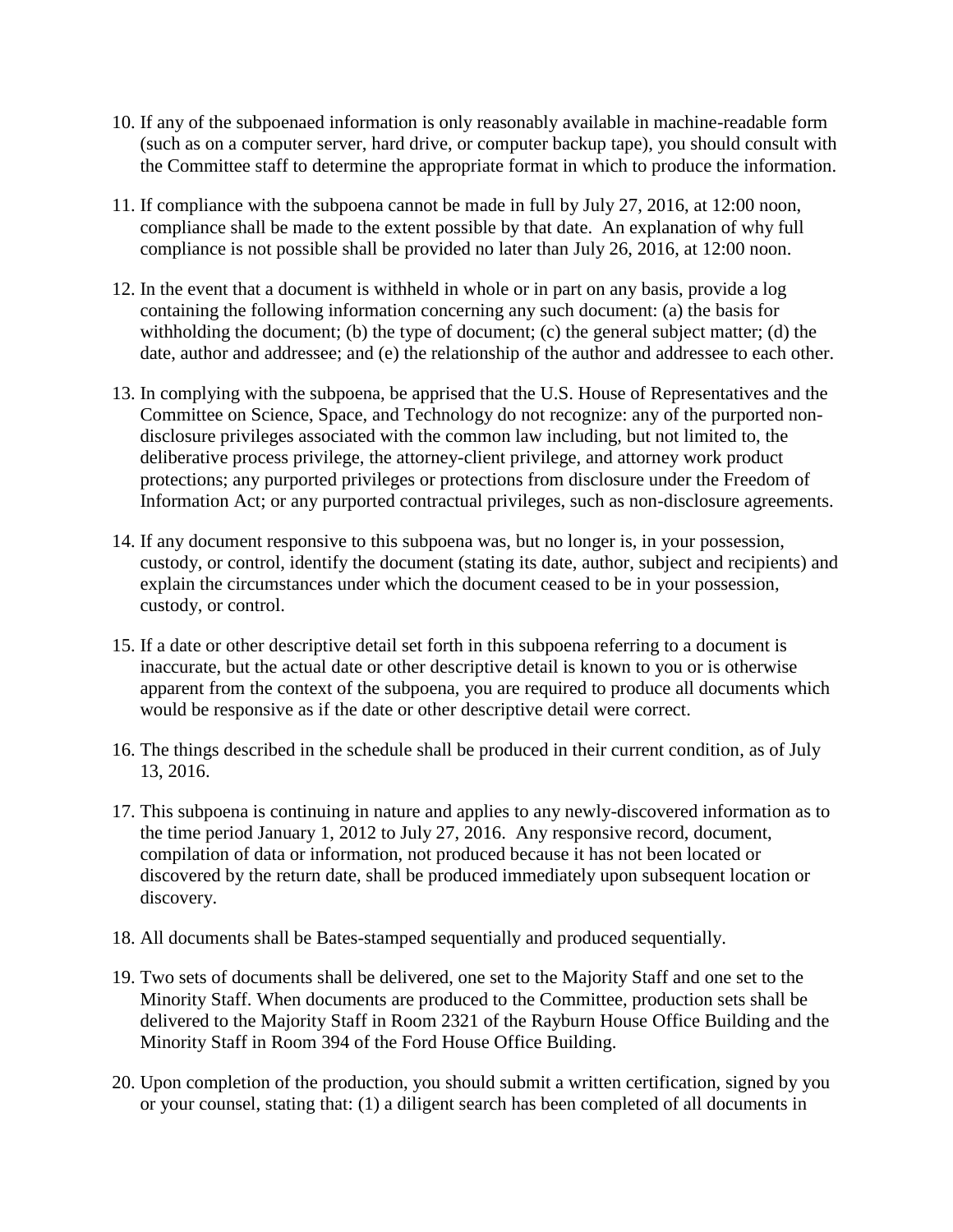10. If any of the subpoenaed information is only reasonably available in machine-readable form (such as on a computer server, hard drive, or computer backup tape), you should consult with the Committee staff to determine the appropriate format in which to produce the information.

11. If compliance with the subpoena cannot be made in full by July 27, 2016, at 12:00 noon, compliance shall be made to the extent possible by that date. An explanation of why full compliance is not possible shall be provided no later than July 26, 2016, at 12:00 noon.

12. In the event that a document is withheld in whole or in part on any basis, provide a log containing the following information concerning any such document: (a) the basis for withholding the document; (b) the type of document; (c) the general subject matter; (d) the date, author and addressee; and (e) the relationship of the author and addressee to each other.

13. In complying with the subpoena, be apprised that the U.S. House of Representatives and the Committee on Science, Space, and Technology do not recognize: any of the purported non-disclosure privileges associated with the common law including, but not limited to, the deliberative process privilege, the attorney-client privilege, and attorney work product protections; any purported privileges or protections from disclosure under the Freedom of Information Act; or any purported contractual privileges, such as non-disclosure agreements.

14. If any document responsive to this subpoena was, but no longer is, in your possession, custody, or control, identify the document (stating its date, author, subject and recipients) and explain the circumstances under which the document ceased to be in your possession, custody, or control.

15. If a date or other descriptive detail set forth in this subpoena referring to a document is inaccurate, but the actual date or other descriptive detail is known to you or is otherwise apparent from the context of the subpoena, you are required to produce all documents which would be responsive as if the date or other descriptive detail were correct.

16. The things described in the schedule shall be produced in their current condition, as of July 13, 2016.

17. This subpoena is continuing in nature and applies to any newly-discovered information as to the time period January 1, 2012 to July 27, 2016. Any responsive record, document, compilation of data or information, not produced because it has not been located or discovered by the return date, shall be produced immediately upon subsequent location or discovery.

18. All documents shall be Bates-stamped sequentially and produced sequentially.

19. Two sets of documents shall be delivered, one set to the Majority Staff and one set to the Minority Staff. When documents are produced to the Committee, production sets shall be delivered to the Majority Staff in Room 2321 of the Rayburn House Office Building and the Minority Staff in Room 394 of the Ford House Office Building.

20. Upon completion of the production, you should submit a written certification, signed by you or your counsel, stating that: (1) a diligent search has been completed of all documents in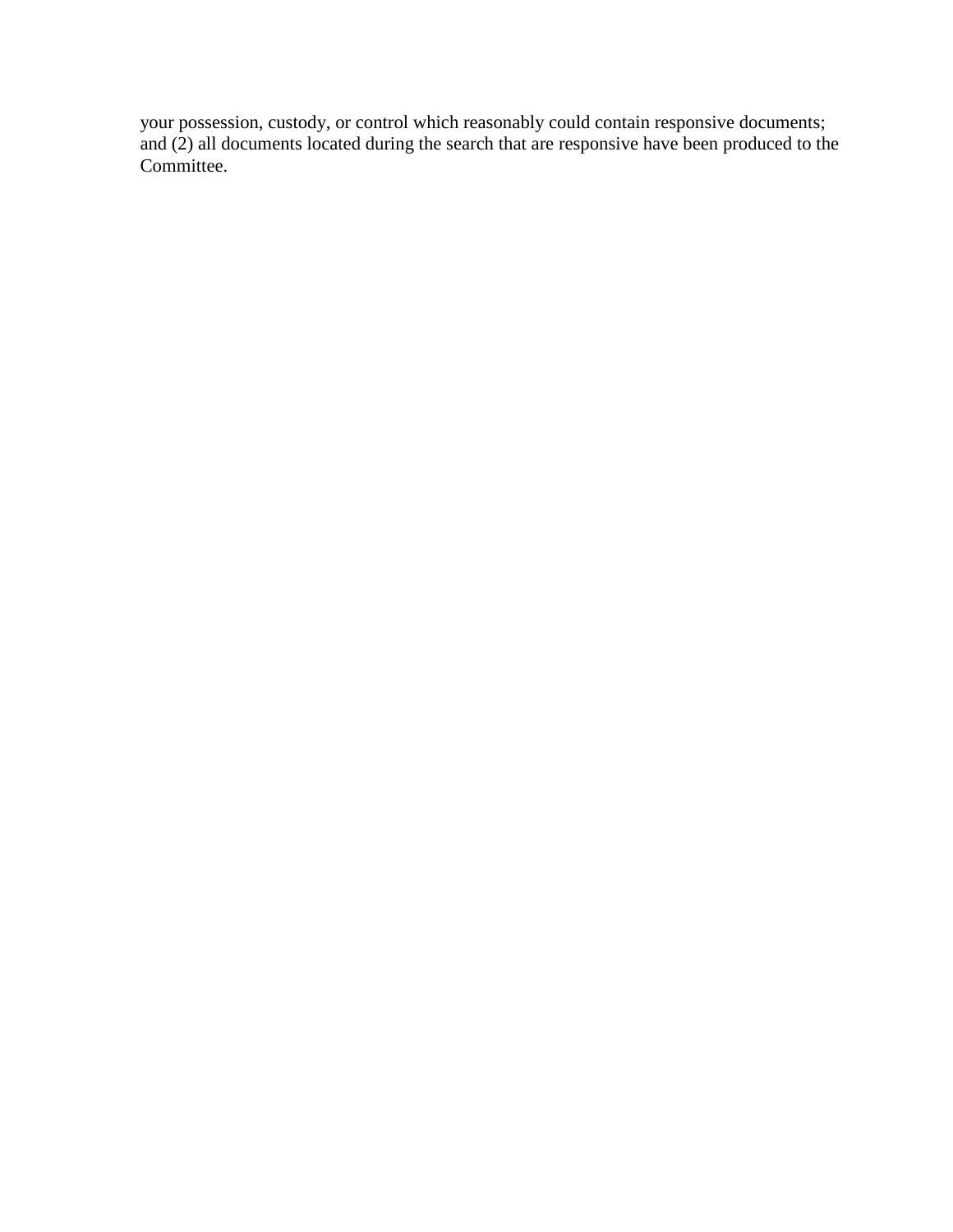your possession, custody, or control which reasonably could contain responsive documents; and (2) all documents located during the search that are responsive have been produced to the Committee.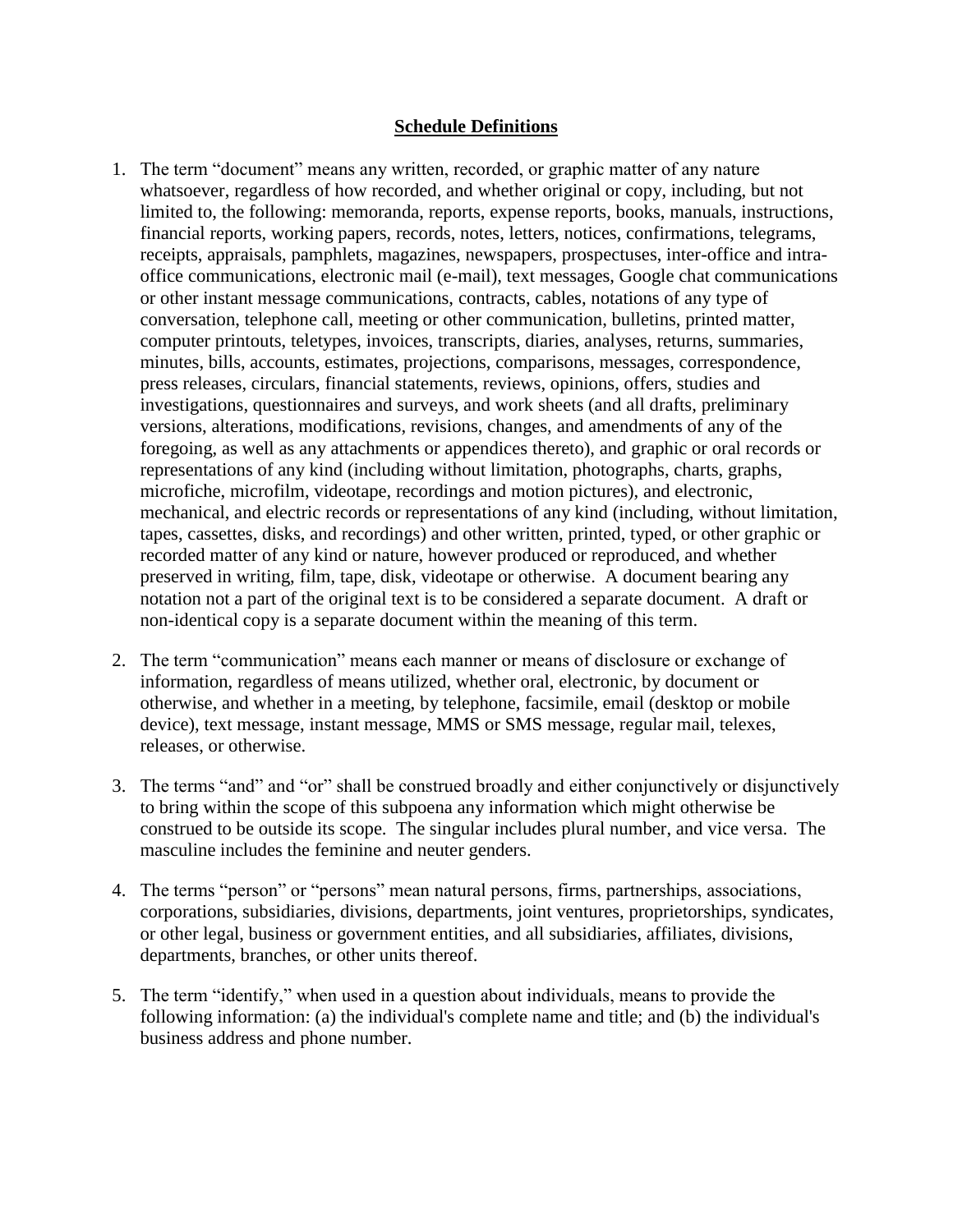**Schedule Definitions**

1. The term "document" means any written, recorded, or graphic matter of any nature whatsoever, regardless of how recorded, and whether original or copy, including, but not limited to, the following: memoranda, reports, expense reports, books, manuals, instructions, financial reports, working papers, records, notes, letters, notices, confirmations, telegrams, receipts, appraisals, pamphlets, magazines, newspapers, prospectuses, inter-office and intra-office communications, electronic mail (e-mail), text messages, Google chat communications or other instant message communications, contracts, cables, notations of any type of conversation, telephone call, meeting or other communication, bulletins, printed matter, computer printouts, teletypes, invoices, transcripts, diaries, analyses, returns, summaries, minutes, bills, accounts, estimates, projections, comparisons, messages, correspondence, press releases, circulars, financial statements, reviews, opinions, offers, studies and investigations, questionnaires and surveys, and work sheets (and all drafts, preliminary versions, alterations, modifications, revisions, changes, and amendments of any of the foregoing, as well as any attachments or appendices thereto), and graphic or oral records or representations of any kind (including without limitation, photographs, charts, graphs, microfiche, microfilm, videotape, recordings and motion pictures), and electronic, mechanical, and electric records or representations of any kind (including, without limitation, tapes, cassettes, disks, and recordings) and other written, printed, typed, or other graphic or recorded matter of any kind or nature, however produced or reproduced, and whether preserved in writing, film, tape, disk, videotape or otherwise. A document bearing any notation not a part of the original text is to be considered a separate document. A draft or non-identical copy is a separate document within the meaning of this term.

2. The term "communication" means each manner or means of disclosure or exchange of information, regardless of means utilized, whether oral, electronic, by document or otherwise, and whether in a meeting, by telephone, facsimile, email (desktop or mobile device), text message, instant message, MMS or SMS message, regular mail, telexes, releases, or otherwise.

3. The terms "and" and "or" shall be construed broadly and either conjunctively or disjunctively to bring within the scope of this subpoena any information which might otherwise be construed to be outside its scope. The singular includes plural number, and vice versa. The masculine includes the feminine and neuter genders.

4. The terms "person" or "persons" mean natural persons, firms, partnerships, associations, corporations, subsidiaries, divisions, departments, joint ventures, proprietorships, syndicates, or other legal, business or government entities, and all subsidiaries, affiliates, divisions, departments, branches, or other units thereof.

5. The term "identify," when used in a question about individuals, means to provide the following information: (a) the individual's complete name and title; and (b) the individual's business address and phone number.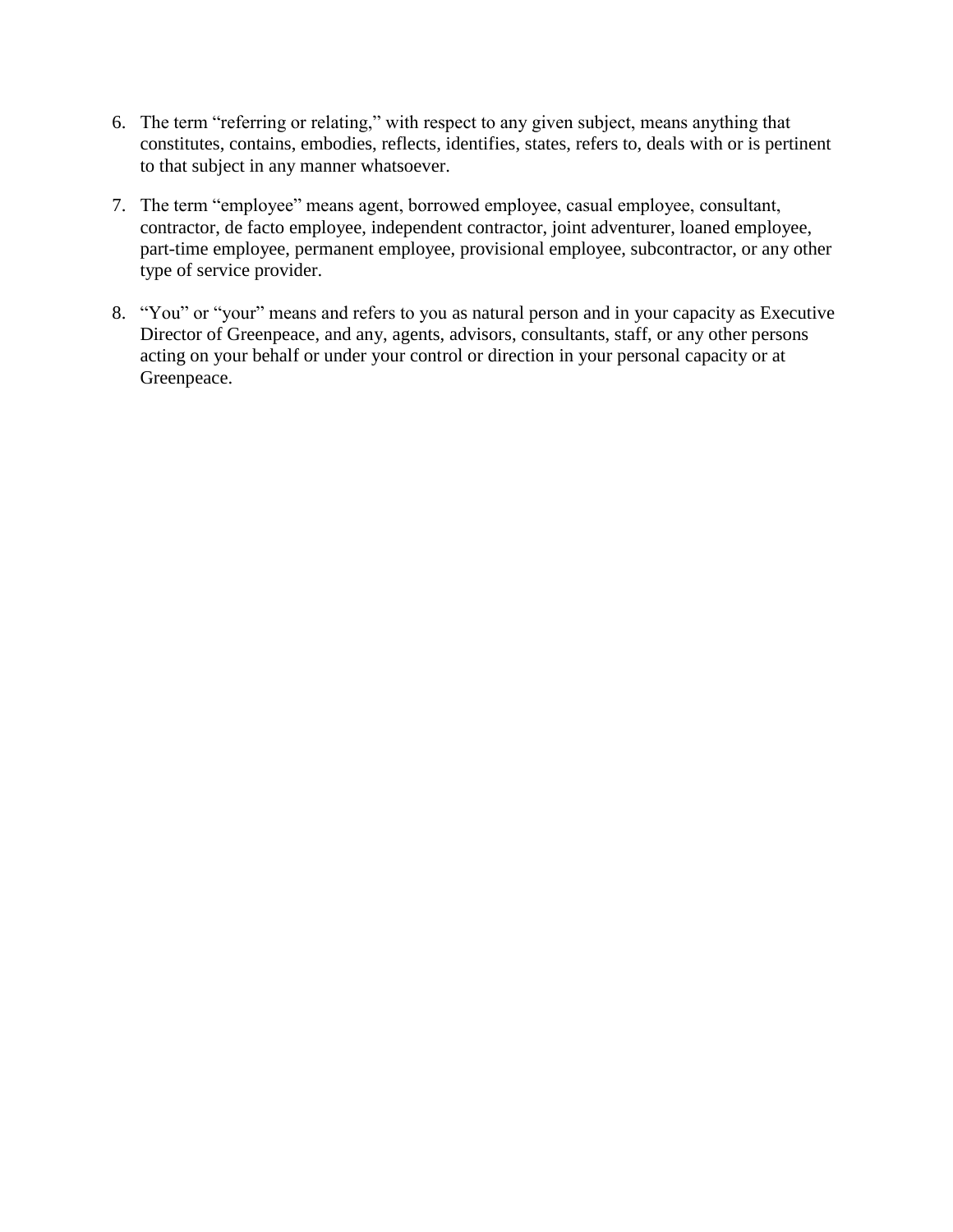6. The term “referring or relating,” with respect to any given subject, means anything that constitutes, contains, embodies, reflects, identifies, states, refers to, deals with or is pertinent to that subject in any manner whatsoever.

7. The term “employee” means agent, borrowed employee, casual employee, consultant, contractor, de facto employee, independent contractor, joint adventurer, loaned employee, part-time employee, permanent employee, provisional employee, subcontractor, or any other type of service provider.

8. “You” or “your” means and refers to you as natural person and in your capacity as Executive Director of Greenpeace, and any, agents, advisors, consultants, staff, or any other persons acting on your behalf or under your control or direction in your personal capacity or at Greenpeace.